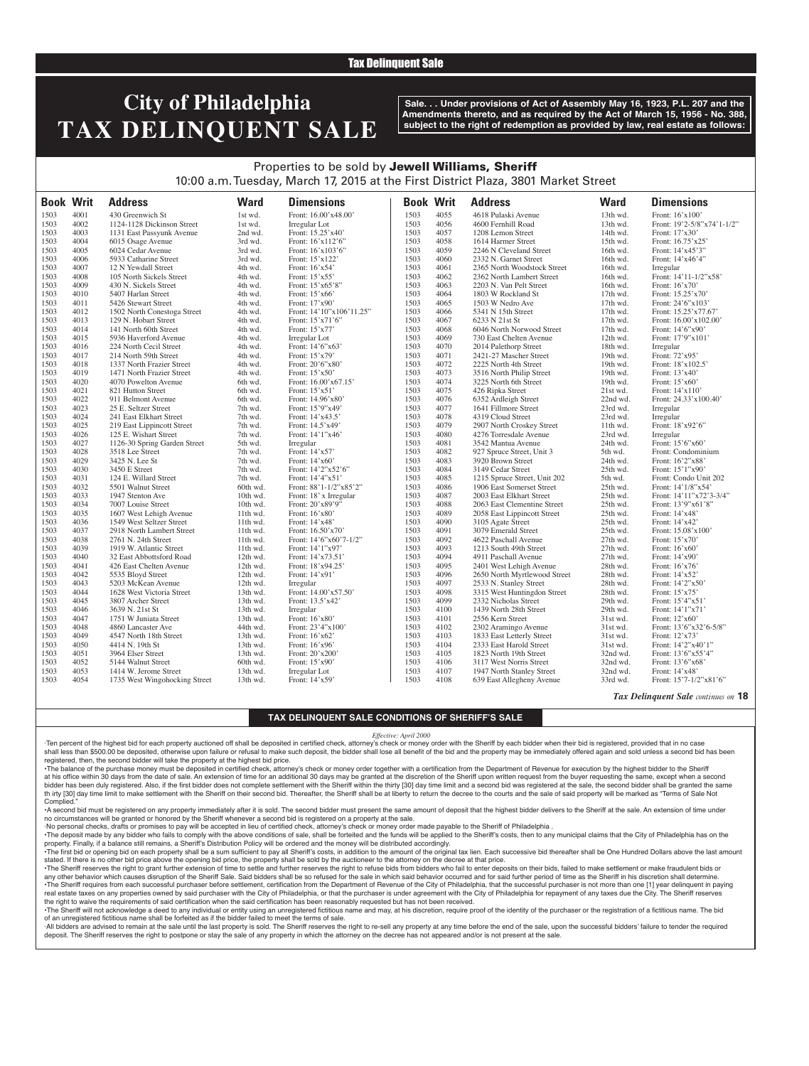Tax Delinquent Sale

# City of Philadelphia TAX DELINQUENT SALE

**Sale. . . Under provisions of Act of Assembly May 16, 1923, P.L. 207 and the Amendments thereto, and as required by the Act of March 15, 1956 - No. 388, subject to the right of redemption as provided by law, real estate as follows:**

Properties to be sold by **Jewell Williams, Sheriff**
10:00 a.m. Tuesday, March 17, 2015 at the First District Plaza, 3801 Market Street

| Book | Writ | Address | Ward | Dimensions |
|---|---|---|---|---|
| 1503 | 4001 | 430 Greenwich St | 1st wd. | Front: 16.00'x48.00' |
| 1503 | 4002 | 1124-1128 Dickinson Street | 1st wd. | Irregular Lot |
| 1503 | 4003 | 1131 East Passyunk Avenue | 2nd wd. | Front: 15.25'x40' |
| 1503 | 4004 | 6015 Osage Avenue | 3rd wd. | Front: 16'x112'6" |
| 1503 | 4005 | 6024 Cedar Avenue | 3rd wd. | Front: 16'x103'6" |
| 1503 | 4006 | 5933 Catharine Street | 3rd wd. | Front: 15'x122' |
| 1503 | 4007 | 12 N Yewdall Street | 4th wd. | Front: 16'x54' |
| 1503 | 4008 | 105 North Sickels Street | 4th wd. | Front: 15'x55' |
| 1503 | 4009 | 430 N. Sickels Street | 4th wd. | Front: 15'x65'8" |
| 1503 | 4010 | 5407 Harlan Street | 4th wd. | Front: 15'x66' |
| 1503 | 4011 | 5426 Stewart Street | 4th wd. | Front: 17'x90' |
| 1503 | 4012 | 1502 North Conestoga Street | 4th wd. | Front: 14'10"x106'11.25" |
| 1503 | 4013 | 129 N. Hobart Street | 4th wd. | Front: 15'x71'6" |
| 1503 | 4014 | 141 North 60th Street | 4th wd. | Front: 15'x77' |
| 1503 | 4015 | 5936 Haverford Avenue | 4th wd. | Irregular Lot |
| 1503 | 4016 | 224 North Cecil Street | 4th wd. | Front: 14'6"x63' |
| 1503 | 4017 | 214 North 59th Street | 4th wd. | Front: 15'x79' |
| 1503 | 4018 | 1337 North Frazier Street | 4th wd. | Front: 20'6"x80' |
| 1503 | 4019 | 1471 North Frazier Street | 4th wd. | Front: 15'x50' |
| 1503 | 4020 | 4070 Powelton Avenue | 6th wd. | Front: 16.00'x67.15' |
| 1503 | 4021 | 821 Hutton Street | 6th wd. | Front: 15'x51' |
| 1503 | 4022 | 911 Belmont Avenue | 6th wd. | Front: 14.96'x80' |
| 1503 | 4023 | 25 E. Seltzer Street | 7th wd. | Front: 15'9"x49' |
| 1503 | 4024 | 241 East Elkhart Street | 7th wd. | Front: 14'x43.5' |
| 1503 | 4025 | 219 East Lippincott Street | 7th wd. | Front: 14.5'x49' |
| 1503 | 4026 | 125 E. Wishart Street | 7th wd. | Front: 14'1"x46' |
| 1503 | 4027 | 1126-30 Spring Garden Street | 5th wd. | Irregular |
| 1503 | 4028 | 3518 Lee Street | 7th wd. | Front: 14'x57' |
| 1503 | 4029 | 3425 N. Lee St | 7th wd. | Front: 14'x60' |
| 1503 | 4030 | 3450 E Street | 7th wd. | Front: 14'2"x52'6" |
| 1503 | 4031 | 124 E. Willard Street | 7th wd. | Front: 14'4"x51' |
| 1503 | 4032 | 5501 Walnut Street | 60th wd. | Front: 88'1-1/2"x85'2" |
| 1503 | 4033 | 1947 Stenton Ave | 10th wd. | Front: 18' x Irregular |
| 1503 | 4034 | 7007 Louise Street | 10th wd. | Front: 20'x89'9" |
| 1503 | 4035 | 1607 West Lehigh Avenue | 11th wd. | Front: 16'x80' |
| 1503 | 4036 | 1549 West Seltzer Street | 11th wd. | Front: 14'x48' |
| 1503 | 4037 | 2918 North Lambert Street | 11th wd. | Front: 16.50'x70' |
| 1503 | 4038 | 2761 N. 24th Street | 11th wd. | Front: 14'6"x60'7-1/2" |
| 1503 | 4039 | 1919 W. Atlantic Street | 11th wd. | Front: 14'1"x97' |
| 1503 | 4040 | 32 East Abbottsford Road | 12th wd. | Front: 14'x73.51' |
| 1503 | 4041 | 426 East Chelten Avenue | 12th wd. | Front: 18'x94.25' |
| 1503 | 4042 | 5535 Bloyd Street | 12th wd. | Front: 14'x91' |
| 1503 | 4043 | 5203 McKean Avenue | 12th wd. | Irregular |
| 1503 | 4044 | 1628 West Victoria Street | 13th wd. | Front: 14.00'x57.50' |
| 1503 | 4045 | 3807 Archer Street | 13th wd. | Front: 13.5'x42' |
| 1503 | 4046 | 3639 N. 21st St | 13th wd. | Irregular |
| 1503 | 4047 | 1751 W Juniata Street | 13th wd. | Front: 16'x80' |
| 1503 | 4048 | 4860 Lancaster Ave | 44th wd. | Front: 23'4"x100' |
| 1503 | 4049 | 4547 North 18th Street | 13th wd. | Front: 16'x62' |
| 1503 | 4050 | 4414 N. 19th St | 13th wd. | Front: 16'x96' |
| 1503 | 4051 | 3964 Elser Street | 13th wd. | Front: 20'x200' |
| 1503 | 4052 | 5144 Walnut Street | 60th wd. | Front: 15'x90' |
| 1503 | 4053 | 1414 W. Jerome Street | 13th wd. | Irregular Lot |
| 1503 | 4054 | 1735 West Wingohocking Street | 13th wd. | Front: 14'x59' |
| 1503 | 4055 | 4618 Pulaski Avenue | 13th wd. | Front: 16'x100' |
| 1503 | 4056 | 4600 Fernhill Road | 13th wd. | Front: 19'2-5/8"x74'1-1/2" |
| 1503 | 4057 | 1208 Lemon Street | 14th wd. | Front: 17'x30' |
| 1503 | 4058 | 1614 Harmer Street | 15th wd. | Front: 16.75'x25' |
| 1503 | 4059 | 2246 N Cleveland Street | 16th wd. | Front: 14'x45'3" |
| 1503 | 4060 | 2332 N. Garnet Street | 16th wd. | Front: 14'x46'4" |
| 1503 | 4061 | 2365 North Woodstock Street | 16th wd. | Irregular |
| 1503 | 4062 | 2362 North Lambert Street | 16th wd. | Front: 14'11-1/2"x58' |
| 1503 | 4063 | 2203 N. Van Pelt Street | 16th wd. | Front: 16'x70' |
| 1503 | 4064 | 1803 W Rockland St | 17th wd. | Front: 15.25'x70' |
| 1503 | 4065 | 1503 W Nedro Ave | 17th wd. | Front: 24'6"x103' |
| 1503 | 4066 | 5341 N 15th Street | 17th wd. | Front: 15.25'x77.67' |
| 1503 | 4067 | 6233 N 21st St | 17th wd. | Front: 16.00'x102.00' |
| 1503 | 4068 | 6046 North Norwood Street | 17th wd. | Front: 14'6"x90' |
| 1503 | 4069 | 730 East Chelten Avenue | 12th wd. | Front: 17'9"x101' |
| 1503 | 4070 | 2014 Palethorp Street | 18th wd. | Irregular |
| 1503 | 4071 | 2421-27 Mascher Street | 19th wd. | Front: 72'x95' |
| 1503 | 4072 | 2225 North 4th Street | 19th wd. | Front: 18'x102.5' |
| 1503 | 4073 | 3516 North Philip Street | 19th wd. | Front: 13'x40' |
| 1503 | 4074 | 3225 North 6th Street | 19th wd. | Front: 15'x60' |
| 1503 | 4075 | 426 Ripka Street | 21st wd. | Front: 14'x110' |
| 1503 | 4076 | 6352 Ardleigh Street | 22nd wd. | Front: 24.33'x100.40' |
| 1503 | 4077 | 1641 Fillmore Street | 23rd wd. | Irregular |
| 1503 | 4078 | 4319 Cloud Street | 23rd wd. | Irregular |
| 1503 | 4079 | 2907 North Croskey Street | 11th wd. | Front: 18'x92'6" |
| 1503 | 4080 | 4276 Torresdale Avenue | 23rd wd. | Irregular |
| 1503 | 4081 | 3542 Mantua Avenue | 24th wd. | Front: 15'6"x60' |
| 1503 | 4082 | 927 Spruce Street, Unit 3 | 5th wd. | Front: Condominium |
| 1503 | 4083 | 3920 Brown Street | 24th wd. | Front: 16'2"x88' |
| 1503 | 4084 | 3149 Cedar Street | 25th wd. | Front: 15'1"x90' |
| 1503 | 4085 | 1215 Spruce Street, Unit 202 | 5th wd. | Front: Condo Unit 202 |
| 1503 | 4086 | 1906 East Somerset Street | 25th wd. | Front: 14'1/8"x54' |
| 1503 | 4087 | 2003 East Elkhart Street | 25th wd. | Front: 14'11"x72'3-3/4" |
| 1503 | 4088 | 2063 East Clementine Street | 25th wd. | Front: 13'9"x61'8" |
| 1503 | 4089 | 2058 East Lippincott Street | 25th wd. | Front: 14'x48' |
| 1503 | 4090 | 3105 Agate Street | 25th wd. | Front: 14'x42' |
| 1503 | 4091 | 3079 Emerald Street | 25th wd. | Front: 15.08'x100' |
| 1503 | 4092 | 4622 Paschall Avenue | 27th wd. | Front: 15'x70' |
| 1503 | 4093 | 1213 South 49th Street | 27th wd. | Front: 16'x60' |
| 1503 | 4094 | 4911 Paschall Avenue | 27th wd. | Front: 14'x90' |
| 1503 | 4095 | 2401 West Lehigh Avenue | 28th wd. | Front: 16'x76' |
| 1503 | 4096 | 2650 North Myrtlewood Street | 28th wd. | Front: 14'x52' |
| 1503 | 4097 | 2533 N. Stanley Street | 28th wd. | Front: 14'2"x50' |
| 1503 | 4098 | 3315 West Huntingdon Street | 28th wd. | Front: 15'x75' |
| 1503 | 4099 | 2332 Nicholas Street | 29th wd. | Front: 15'4"x51' |
| 1503 | 4100 | 1439 North 28th Street | 29th wd. | Front: 14'1"x71' |
| 1503 | 4101 | 2556 Kern Street | 31st wd. | Front: 12'x60' |
| 1503 | 4102 | 2302 Aramingo Avenue | 31st wd. | Front: 13'6"x32'6-5/8" |
| 1503 | 4103 | 1833 East Letterly Street | 31st wd. | Front: 12'x73' |
| 1503 | 4104 | 2333 East Harold Street | 31st wd. | Front: 14'2"x40'1" |
| 1503 | 4105 | 1823 North 19th Street | 32nd wd. | Front: 13'6"x55'4" |
| 1503 | 4106 | 3117 West Norris Street | 32nd wd. | Front: 13'6"x68' |
| 1503 | 4107 | 1947 North Stanley Street | 32nd wd. | Front: 14'x48' |
| 1503 | 4108 | 639 East Allegheny Avenue | 33rd wd. | Front: 15'7-1/2"x81'6" |

*Tax Delinquent Sale continues on* **18**

## TAX DELINQUENT SALE CONDITIONS OF SHERIFF'S SALE

*Effective: April 2000*

·Ten percent of the highest bid for each property auctioned off shall be deposited in certified check, attorney's check or money order with the Sheriff by each bidder when their bid is registered, provided that in no case shall less than $500.00 be deposited, otherwise upon failure or refusal to make such deposit, the bidder shall lose all benefit of the bid and the property may be immediately offered again and sold unless a second bid has been registered, then, the second bidder will take the property at the highest bid price.

•The balance of the purchase money must be deposited in certified check, attorney's check or money order together with a certification from the Department of Revenue for execution by the highest bidder to the Sheriff at his office within 30 days from the date of sale. An extension of time for an additional 30 days may be granted at the discretion of the Sheriff upon written request from the buyer requesting the same, except when a second bidder has been duly registered. Also, if the first bidder does not complete settlement with the Sheriff within the thirty [30] day time limit and a second bid was registered at the sale, the second bidder shall be granted the same th irty [30] day time limit to make settlement with the Sheriff on their second bid. Thereafter, the Sheriff shall be at liberty to return the decree to the courts and the sale of said property will be marked as "Terms of Sale Not Complied."

•A second bid must be registered on any property immediately after it is sold. The second bidder must present the same amount of deposit that the highest bidder delivers to the Sheriff at the sale. An extension of time under no circumstances will be granted or honored by the Sheriff whenever a second bid is registered on a property at the sale.

·No personal checks, drafts or promises to pay will be accepted in lieu of certified check, attorney's check or money order made payable to the Sheriff of Philadelphia .

•The deposit made by any bidder who fails to comply with the above conditions of sale, shall be forteited and the funds will be applied to the Sheriff's costs, then to any municipal claims that the City of Philadelphia has on the property. Finally, if a balance still remains, a Sheriff's Distribution Policy will be ordered and the money will be distributed accordingly.

•The first bid or opening bid on each property shall be a sum sufficient to pay all Sheriff's costs, in addition to the amount of the original tax lien. Each successive bid thereafter shall be One Hundred Dollars above the last amount stated. If there is no other bid price above the opening bid price, the property shall be sold by the auctioneer to the attorney on the decree at that price.

•The Sheriff reserves the right to grant further extension of time to settle and further reserves the right to refuse bids from bidders who fail to enter deposits on their bids, failed to make settlement or make fraudulent bids or any other behavior which causes disruption of the Sheriff Sale. Said bidders shall be so refused for the sale in which said behavior occurred and for said further period of time as the Sheriff in his discretion shall determine.

•The Sheriff requires from each successful purchaser before settlement, certification from the Department of Revenue of the City of Philadelphia, that the successful purchaser is not more than one [1] year delinquent in paying real estate taxes on any properties owned by said purchaser with the City of Philadelphia, or that the purchaser is under agreement with the City of Philadelphia for repayment of any taxes due the City. The Sheriff reserves the right to waive the requirements of said certification when the said certification has been reasonably requested but has not been received.

•The Sheriff will not acknowledge a deed to any individual or entity using an unregistered fictitious name and may, at his discretion, require proof of the identity of the purchaser or the registration of a fictitious name. The bid of an unregistered fictitious name shall be forfeited as if the bidder failed to meet the terms of sale.

·All bidders are advised to remain at the sale until the last property is sold. The Sheriff reserves the right to re-sell any property at any time before the end of the sale, upon the successful bidders' failure to tender the required deposit. The Sheriff reserves the right to postpone or stay the sale of any property in which the attorney on the decree has not appeared and/or is not present at the sale.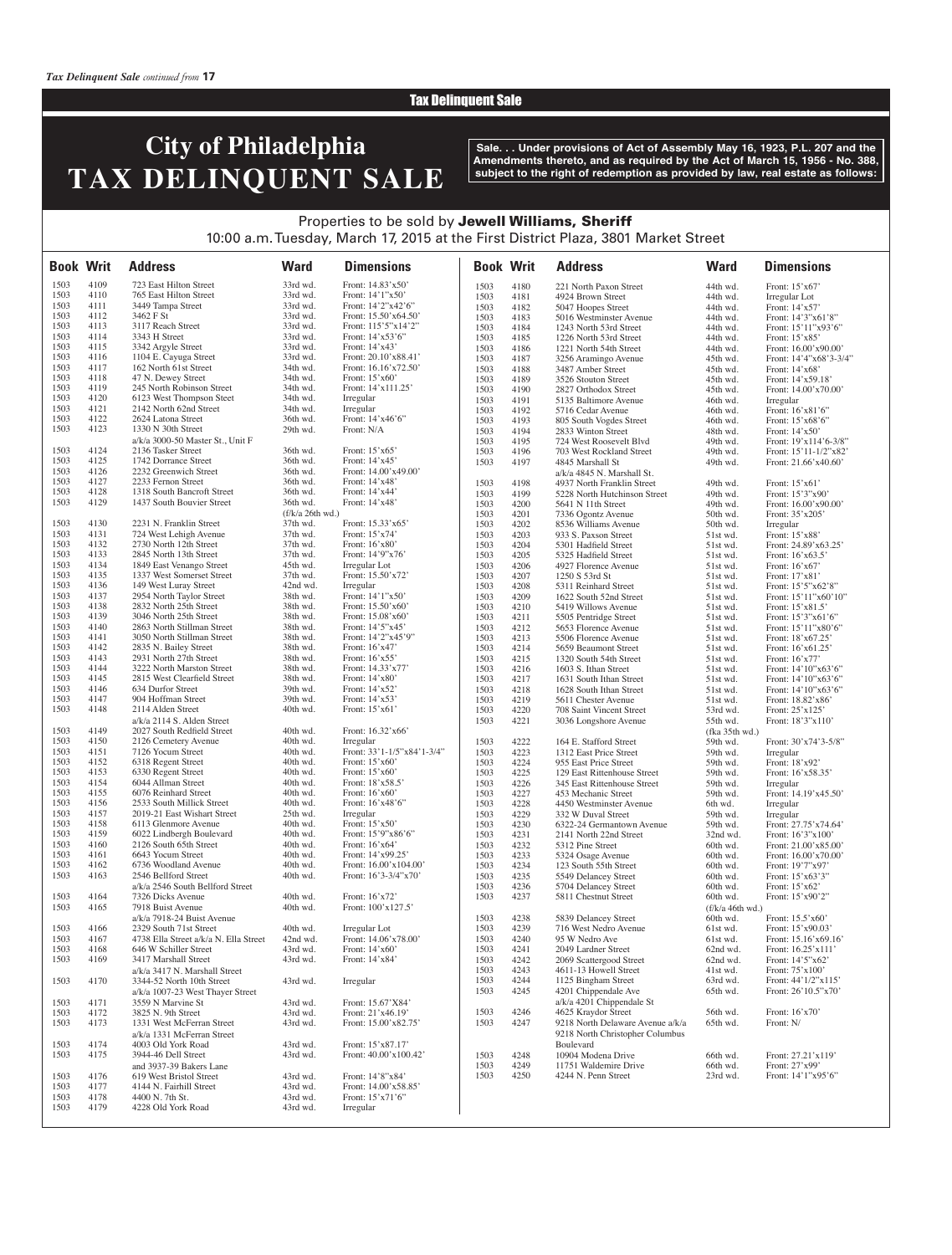*Tax Delinquent Sale continued from* **17**

Tax Delinquent Sale

# City of Philadelphia TAX DELINQUENT SALE

**Sale. . . Under provisions of Act of Assembly May 16, 1923, P.L. 207 and the Amendments thereto, and as required by the Act of March 15, 1956 - No. 388, subject to the right of redemption as provided by law, real estate as follows:**

Properties to be sold by **Jewell Williams, Sheriff**

10:00 a.m. Tuesday, March 17, 2015 at the First District Plaza, 3801 Market Street

| Book | Writ | Address | Ward | Dimensions |
|---|---|---|---|---|
| 1503 | 4109 | 723 East Hilton Street | 33rd wd. | Front: 14.83'x50' |
| 1503 | 4110 | 765 East Hilton Street | 33rd wd. | Front: 14'1"x50' |
| 1503 | 4111 | 3449 Tampa Street | 33rd wd. | Front: 14'2"x42'6" |
| 1503 | 4112 | 3462 F St | 33rd wd. | Front: 15.50'x64.50' |
| 1503 | 4113 | 3117 Reach Street | 33rd wd. | Front: 115'5"x14'2" |
| 1503 | 4114 | 3343 H Street | 33rd wd. | Front: 14'x53'6" |
| 1503 | 4115 | 3342 Argyle Street | 33rd wd. | Front: 14'x43' |
| 1503 | 4116 | 1104 E. Cayuga Street | 33rd wd. | Front: 20.10'x88.41' |
| 1503 | 4117 | 162 North 61st Street | 34th wd. | Front: 16.16'x72.50' |
| 1503 | 4118 | 47 N. Dewey Street | 34th wd. | Front: 15'x60' |
| 1503 | 4119 | 245 North Robinson Street | 34th wd. | Front: 14'x111.25' |
| 1503 | 4120 | 6123 West Thompson Street | 34th wd. | Irregular |
| 1503 | 4121 | 2142 North 62nd Street | 34th wd. | Irregular |
| 1503 | 4122 | 2624 Latona Street | 36th wd. | Front: 14'x46'6" |
| 1503 | 4123 | 1330 N 30th Street a/k/a 3000-50 Master St., Unit F | 29th wd. | Front: N/A |
| 1503 | 4124 | 2136 Tasker Street | 36th wd. | Front: 15'x65' |
| 1503 | 4125 | 1742 Dorrance Street | 36th wd. | Front: 14'x45' |
| 1503 | 4126 | 2232 Greenwich Street | 36th wd. | Front: 14.00'x49.00' |
| 1503 | 4127 | 2233 Fernon Street | 36th wd. | Front: 14'x48' |
| 1503 | 4128 | 1318 South Bancroft Street | 36th wd. | Front: 14'x44' |
| 1503 | 4129 | 1437 South Bouvier Street | 36th wd. (f/k/a 26th wd.) | Front: 14'x48' |
| 1503 | 4130 | 2231 N. Franklin Street | 37th wd. | Front: 15.33'x65' |
| 1503 | 4131 | 724 West Lehigh Avenue | 37th wd. | Front: 15'x74' |
| 1503 | 4132 | 2730 North 12th Street | 37th wd. | Front: 16'x80' |
| 1503 | 4133 | 2845 North 13th Street | 37th wd. | Front: 14'9"x76' |
| 1503 | 4134 | 1849 East Venango Street | 45th wd. | Irregular Lot |
| 1503 | 4135 | 1337 West Somerset Street | 37th wd. | Front: 15.50'x72' |
| 1503 | 4136 | 149 West Luray Street | 42nd wd. | Irregular |
| 1503 | 4137 | 2954 North Taylor Street | 38th wd. | Front: 14'1"x50' |
| 1503 | 4138 | 2832 North 25th Street | 38th wd. | Front: 15.50'x60' |
| 1503 | 4139 | 3046 North 25th Street | 38th wd. | Front: 15.08'x60' |
| 1503 | 4140 | 2863 North Stillman Street | 38th wd. | Front: 14'5"x45' |
| 1503 | 4141 | 3050 North Stillman Street | 38th wd. | Front: 14'2"x45'9" |
| 1503 | 4142 | 2835 N. Bailey Street | 38th wd. | Front: 16'x47' |
| 1503 | 4143 | 2931 North 27th Street | 38th wd. | Front: 16'x55' |
| 1503 | 4144 | 3222 North Marston Street | 38th wd. | Front: 14.33'x77' |
| 1503 | 4145 | 2815 West Clearfield Street | 38th wd. | Front: 14'x80' |
| 1503 | 4146 | 634 Durfor Street | 39th wd. | Front: 14'x52' |
| 1503 | 4147 | 904 Hoffman Street | 39th wd. | Front: 14'x53' |
| 1503 | 4148 | 2114 Alden Street a/k/a 2114 S. Alden Street | 40th wd. | Front: 15'x61' |
| 1503 | 4149 | 2027 South Redfield Street | 40th wd. | Front: 16.32'x66' |
| 1503 | 4150 | 2126 Cemetery Avenue | 40th wd. | Irregular |
| 1503 | 4151 | 7126 Yocum Street | 40th wd. | Front: 33'1-1/5"x84'1-3/4" |
| 1503 | 4152 | 6318 Regent Street | 40th wd. | Front: 15'x60' |
| 1503 | 4153 | 6330 Regent Street | 40th wd. | Front: 15'x60' |
| 1503 | 4154 | 6044 Allman Street | 40th wd. | Front: 18'x58.5' |
| 1503 | 4155 | 6076 Reinhard Street | 40th wd. | Front: 16'x60' |
| 1503 | 4156 | 2533 South Millick Street | 40th wd. | Front: 16'x48'6" |
| 1503 | 4157 | 2019-21 East Wishart Street | 25th wd. | Irregular |
| 1503 | 4158 | 6113 Glenmore Avenue | 40th wd. | Front: 15'x50' |
| 1503 | 4159 | 6022 Lindbergh Boulevard | 40th wd. | Front: 15'9"x86'6" |
| 1503 | 4160 | 2126 South 65th Street | 40th wd. | Front: 16'x64' |
| 1503 | 4161 | 6643 Yocum Street | 40th wd. | Front: 14'x99.25' |
| 1503 | 4162 | 6736 Woodland Avenue | 40th wd. | Front: 16.00'x104.00' |
| 1503 | 4163 | 2546 Bellford Street a/k/a 2546 South Bellford Street | 40th wd. | Front: 16'3-3/4"x70' |
| 1503 | 4164 | 7326 Dicks Avenue | 40th wd. | Front: 16'x72' |
| 1503 | 4165 | 7918 Buist Avenue a/k/a 7918-24 Buist Avenue | 40th wd. | Front: 100'x127.5' |
| 1503 | 4166 | 2329 South 71st Street | 40th wd. | Irregular Lot |
| 1503 | 4167 | 4738 Ella Street a/k/a N. Ella Street | 42nd wd. | Front: 14.06'x78.00' |
| 1503 | 4168 | 646 W Schiller Street | 43rd wd. | Front: 14'x60' |
| 1503 | 4169 | 3417 Marshall Street a/k/a 3417 N. Marshall Street | 43rd wd. | Front: 14'x84' |
| 1503 | 4170 | 3344-52 North 10th Street a/k/a 1007-23 West Thayer Street | 43rd wd. | Irregular |
| 1503 | 4171 | 3559 N Marvine St | 43rd wd. | Front: 15.67'X84' |
| 1503 | 4172 | 3825 N. 9th Street | 43rd wd. | Front: 21'x46.19' |
| 1503 | 4173 | 1331 West McFerran Street a/k/a 1331 McFerran Street | 43rd wd. | Front: 15.00'x82.75' |
| 1503 | 4174 | 4003 Old York Road | 43rd wd. | Front: 15'x87.17' |
| 1503 | 4175 | 3944-46 Dell Street and 3937-39 Bakers Lane | 43rd wd. | Front: 40.00'x100.42' |
| 1503 | 4176 | 619 West Bristol Street | 43rd wd. | Front: 14'8"x84' |
| 1503 | 4177 | 4144 N. Fairhill Street | 43rd wd. | Front: 14.00'x58.85' |
| 1503 | 4178 | 4400 N. 7th St. | 43rd wd. | Front: 15'x71'6" |
| 1503 | 4179 | 4228 Old York Road | 43rd wd. | Irregular |
| 1503 | 4180 | 221 North Paxon Street | 44th wd. | Front: 15'x67' |
| 1503 | 4181 | 4924 Brown Street | 44th wd. | Irregular Lot |
| 1503 | 4182 | 5047 Hoopes Street | 44th wd. | Front: 14'x57' |
| 1503 | 4183 | 5016 Westminster Avenue | 44th wd. | Front: 14'3"x61'8" |
| 1503 | 4184 | 1243 North 53rd Street | 44th wd. | Front: 15'11"x93'6" |
| 1503 | 4185 | 1226 North 53rd Street | 44th wd. | Front: 15'x85' |
| 1503 | 4186 | 1221 North 54th Street | 44th wd. | Front: 16.00'x90.00' |
| 1503 | 4187 | 3256 Aramingo Avenue | 45th wd. | Front: 14'4"x68'3-3/4" |
| 1503 | 4188 | 3487 Amber Street | 45th wd. | Front: 14'x68' |
| 1503 | 4189 | 3526 Stouton Street | 45th wd. | Front: 14'x59.18' |
| 1503 | 4190 | 2827 Orthodox Street | 45th wd. | Front: 14.00'x70.00' |
| 1503 | 4191 | 5135 Baltimore Avenue | 46th wd. | Irregular |
| 1503 | 4192 | 5716 Cedar Avenue | 46th wd. | Front: 16'x81'6" |
| 1503 | 4193 | 805 South Vogdes Street | 46th wd. | Front: 15'x68'6" |
| 1503 | 4194 | 2833 Winton Street | 48th wd. | Front: 14'x50' |
| 1503 | 4195 | 724 West Roosevelt Blvd | 49th wd. | Front: 19'x114'6-3/8" |
| 1503 | 4196 | 703 West Rockland Street | 49th wd. | Front: 15'11-1/2"x82' |
| 1503 | 4197 | 4845 Marshall St a/k/a 4845 N. Marshall St. | 49th wd. | Front: 21.66'x40.60' |
| 1503 | 4198 | 4937 North Franklin Street | 49th wd. | Front: 15'x61' |
| 1503 | 4199 | 5228 North Hutchinson Street | 49th wd. | Front: 15'3"x90' |
| 1503 | 4200 | 5641 N 11th Street | 49th wd. | Front: 16.00'x90.00' |
| 1503 | 4201 | 7336 Ogontz Avenue | 50th wd. | Front: 35'x205' |
| 1503 | 4202 | 8536 Williams Avenue | 50th wd. | Irregular |
| 1503 | 4203 | 933 S. Paxson Street | 51st wd. | Front: 15'x88' |
| 1503 | 4204 | 5301 Hadfield Street | 51st wd. | Front: 24.89'x63.25' |
| 1503 | 4205 | 5325 Hadfield Street | 51st wd. | Front: 16'x63.5' |
| 1503 | 4206 | 4927 Florence Avenue | 51st wd. | Front: 16'x67' |
| 1503 | 4207 | 1250 S 53rd St | 51st wd. | Front: 17'x81' |
| 1503 | 4208 | 5311 Reinhard Street | 51st wd. | Front: 15'5"x62'8" |
| 1503 | 4209 | 1622 South 52nd Street | 51st wd. | Front: 15'11"x60'10" |
| 1503 | 4210 | 5419 Willows Avenue | 51st wd. | Front: 15'x81.5' |
| 1503 | 4211 | 5505 Pentridge Street | 51st wd. | Front: 15'3"x61'6" |
| 1503 | 4212 | 5653 Florence Avenue | 51st wd. | Front: 15'11"x80'6" |
| 1503 | 4213 | 5506 Florence Avenue | 51st wd. | Front: 18'x67.25' |
| 1503 | 4214 | 5659 Beaumont Street | 51st wd. | Front: 16'x61.25' |
| 1503 | 4215 | 1320 South 54th Street | 51st wd. | Front: 16'x77' |
| 1503 | 4216 | 1603 S. Ithan Street | 51st wd. | Front: 14'10"x63'6" |
| 1503 | 4217 | 1631 South Ithan Street | 51st wd. | Front: 14'10"x63'6" |
| 1503 | 4218 | 1628 South Ithan Street | 51st wd. | Front: 14'10"x63'6" |
| 1503 | 4219 | 5611 Chester Avenue | 51st wd. | Front: 18.82'x86' |
| 1503 | 4220 | 708 Saint Vincent Street | 53rd wd. | Front: 25'x125' |
| 1503 | 4221 | 3036 Longshore Avenue | 55th wd. (fka 35th wd.) | Front: 18'3"x110' |
| 1503 | 4222 | 164 E. Stafford Street | 59th wd. | Front: 30'x74'3-5/8" |
| 1503 | 4223 | 1312 East Price Street | 59th wd. | Irregular |
| 1503 | 4224 | 955 East Price Street | 59th wd. | Front: 18'x92' |
| 1503 | 4225 | 129 East Rittenhouse Street | 59th wd. | Front: 16'x58.35' |
| 1503 | 4226 | 345 East Rittenhouse Street | 59th wd. | Irregular |
| 1503 | 4227 | 453 Mechanic Street | 59th wd. | Front: 14.19'x45.50' |
| 1503 | 4228 | 4450 Westminster Avenue | 6th wd. | Irregular |
| 1503 | 4229 | 332 W Duval Street | 59th wd. | Irregular |
| 1503 | 4230 | 6322-24 Germantown Avenue | 59th wd. | Front: 27.75'x74.64' |
| 1503 | 4231 | 2141 North 22nd Street | 32nd wd. | Front: 16'3"x100' |
| 1503 | 4232 | 5312 Pine Street | 60th wd. | Front: 21.00'x85.00' |
| 1503 | 4233 | 5324 Osage Avenue | 60th wd. | Front: 16.00'x70.00' |
| 1503 | 4234 | 123 South 55th Street | 60th wd. | Front: 19'7"x97' |
| 1503 | 4235 | 5549 Delancey Street | 60th wd. | Front: 15'x63'3" |
| 1503 | 4236 | 5704 Delancey Street | 60th wd. | Front: 15'x62' |
| 1503 | 4237 | 5811 Chestnut Street | 60th wd. (f/k/a 46th wd.) | Front: 15'x90'2" |
| 1503 | 4238 | 5839 Delancey Street | 60th wd. | Front: 15.5'x60' |
| 1503 | 4239 | 716 West Nedro Avenue | 61st wd. | Front: 15'x90.03' |
| 1503 | 4240 | 95 W Nedro Ave | 61st wd. | Front: 15.16'x69.16' |
| 1503 | 4241 | 2049 Lardner Street | 62nd wd. | Front: 16.25'x111' |
| 1503 | 4242 | 2069 Scattergood Street | 62nd wd. | Front: 14'5"x62' |
| 1503 | 4243 | 4611-13 Howell Street | 41st wd. | Front: 75'x100' |
| 1503 | 4244 | 1125 Bingham Street | 63rd wd. | Front: 44'1/2"x115' |
| 1503 | 4245 | 4201 Chippendale Ave a/k/a 4201 Chippendale St | 65th wd. | Front: 26'10.5"x70' |
| 1503 | 4246 | 4625 Kraydor Street | 56th wd. | Front: 16'x70' |
| 1503 | 4247 | 9218 North Delaware Avenue a/k/a 9218 North Christopher Columbus Boulevard | 65th wd. | Front: N/ |
| 1503 | 4248 | 10904 Modena Drive | 66th wd. | Front: 27.21'x119' |
| 1503 | 4249 | 11751 Waldemire Drive | 66th wd. | Front: 27'x99' |
| 1503 | 4250 | 4244 N. Penn Street | 23rd wd. | Front: 14'1"x95'6" |